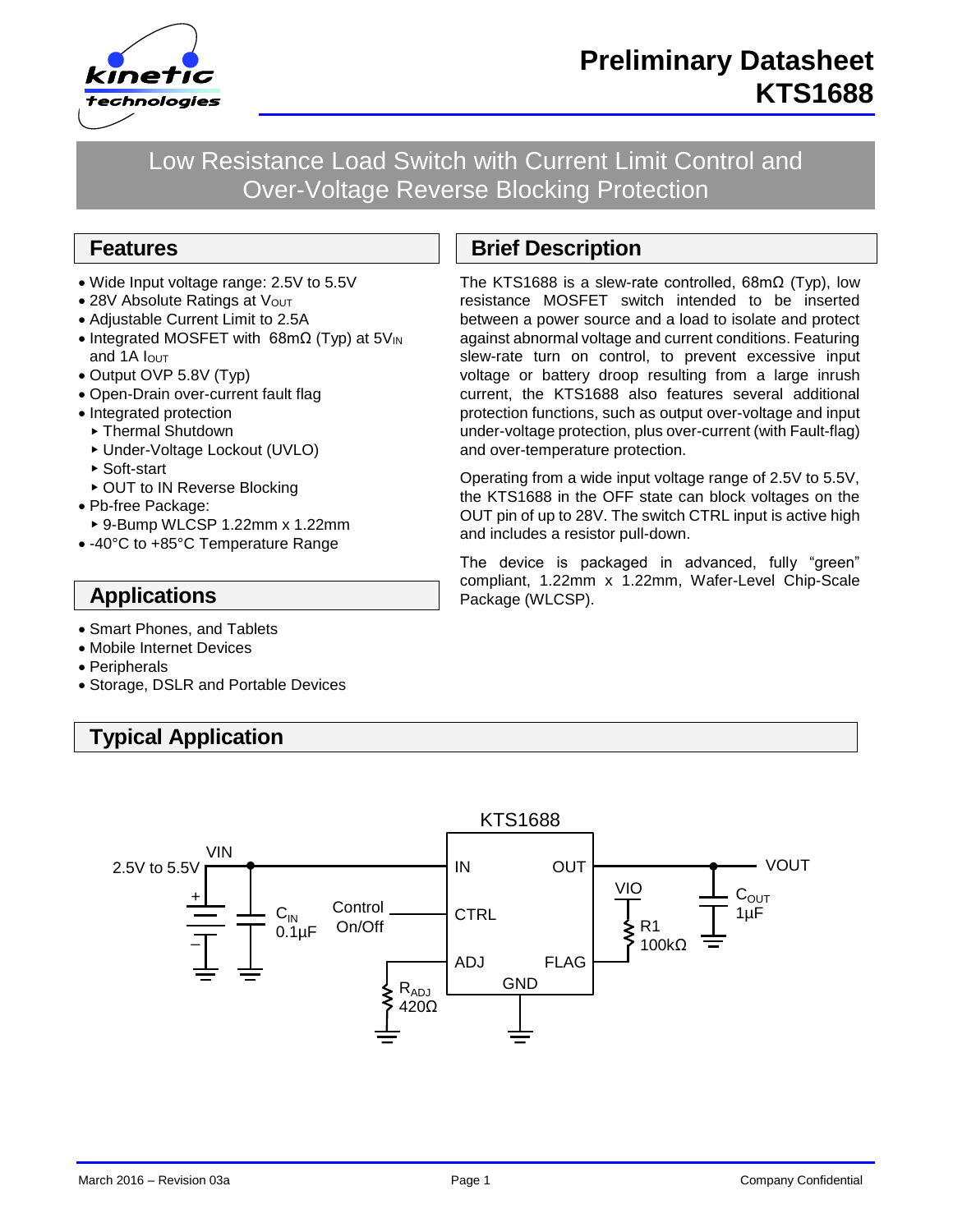# Preliminary Datasheet KTS1688

## Low Resistance Load Switch with Current Limit Control and Over-Voltage Reverse Blocking Protection

## Features

- Wide Input voltage range: 2.5V to 5.5V
- 28V Absolute Ratings at $V_{OUT}$
- Adjustable Current Limit to 2.5A
- Integrated MOSFET with 68mΩ (Typ) at $5V_{IN}$ and 1A $I_{OUT}$
- Output OVP 5.8V (Typ)
- Open-Drain over-current fault flag
- Integrated protection
  - Thermal Shutdown
  - Under-Voltage Lockout (UVLO)
  - Soft-start
  - OUT to IN Reverse Blocking
- Pb-free Package:
  - 9-Bump WLCSP 1.22mm x 1.22mm
- -40°C to +85°C Temperature Range

## Applications

- Smart Phones, and Tablets
- Mobile Internet Devices
- Peripherals
- Storage, DSLR and Portable Devices

## Brief Description

The KTS1688 is a slew-rate controlled, 68mΩ (Typ), low resistance MOSFET switch intended to be inserted between a power source and a load to isolate and protect against abnormal voltage and current conditions. Featuring slew-rate turn on control, to prevent excessive input voltage or battery droop resulting from a large inrush current, the KTS1688 also features several additional protection functions, such as output over-voltage and input under-voltage protection, plus over-current (with Fault-flag) and over-temperature protection.

Operating from a wide input voltage range of 2.5V to 5.5V, the KTS1688 in the OFF state can block voltages on the OUT pin of up to 28V. The switch CTRL input is active high and includes a resistor pull-down.

The device is packaged in advanced, fully "green" compliant, 1.22mm x 1.22mm, Wafer-Level Chip-Scale Package (WLCSP).

## Typical Application

KTS1688

VIN 2.5V to 5.5V — IN; $C_{IN}$ 0.1µF; Control On/Off — CTRL; ADJ — $R_{ADJ}$ 420Ω; GND; OUT — VOUT; $C_{OUT}$ 1µF; FLAG — R1 100kΩ to VIO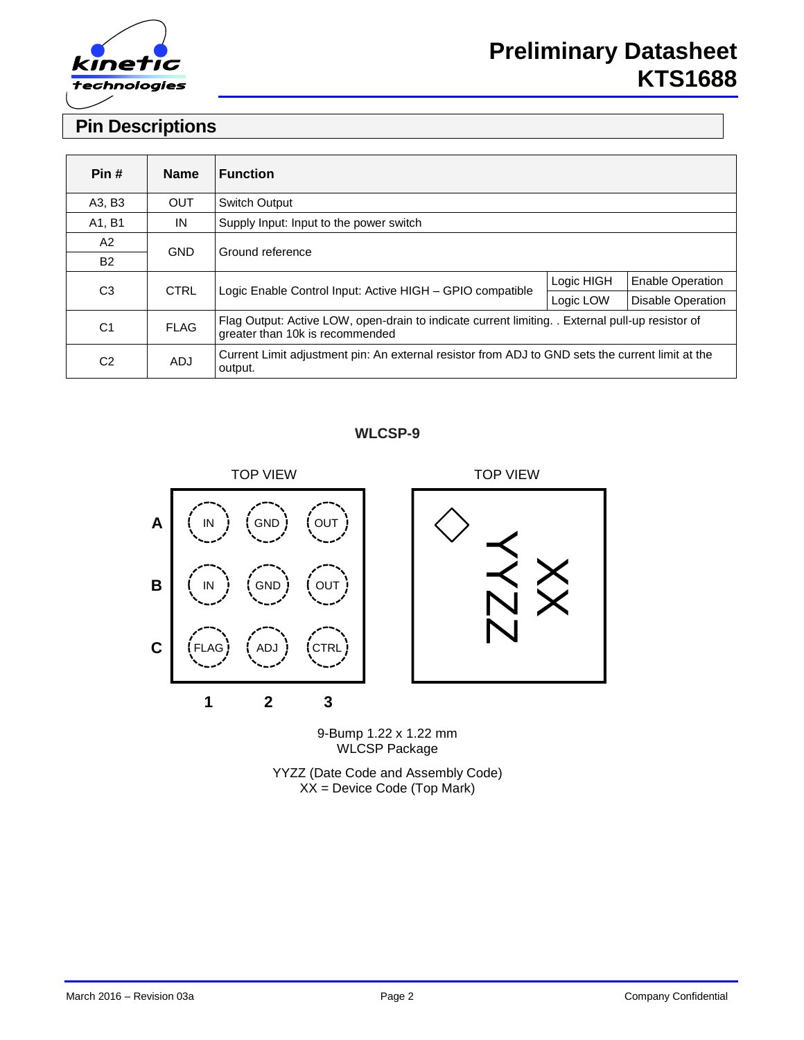## Pin Descriptions

| Pin # | Name | Function | | |
|---|---|---|---|---|
| A3, B3 | OUT | Switch Output | | |
| A1, B1 | IN | Supply Input: Input to the power switch | | |
| A2 | GND | Ground reference | | |
| B2 | | | | |
| C3 | CTRL | Logic Enable Control Input: Active HIGH – GPIO compatible | Logic HIGH | Enable Operation |
| | | | Logic LOW | Disable Operation |
| C1 | FLAG | Flag Output: Active LOW, open-drain to indicate current limiting. . External pull-up resistor of greater than 10k is recommended | | |
| C2 | ADJ | Current Limit adjustment pin: An external resistor from ADJ to GND sets the current limit at the output. | | |

**WLCSP-9**

TOP VIEW

| | 1 | 2 | 3 |
|---|---|---|---|
| A | IN | GND | OUT |
| B | IN | GND | OUT |
| C | FLAG | ADJ | CTRL |

TOP VIEW

YYZZ XX

9-Bump 1.22 x 1.22 mm
WLCSP Package

YYZZ (Date Code and Assembly Code)
XX = Device Code (Top Mark)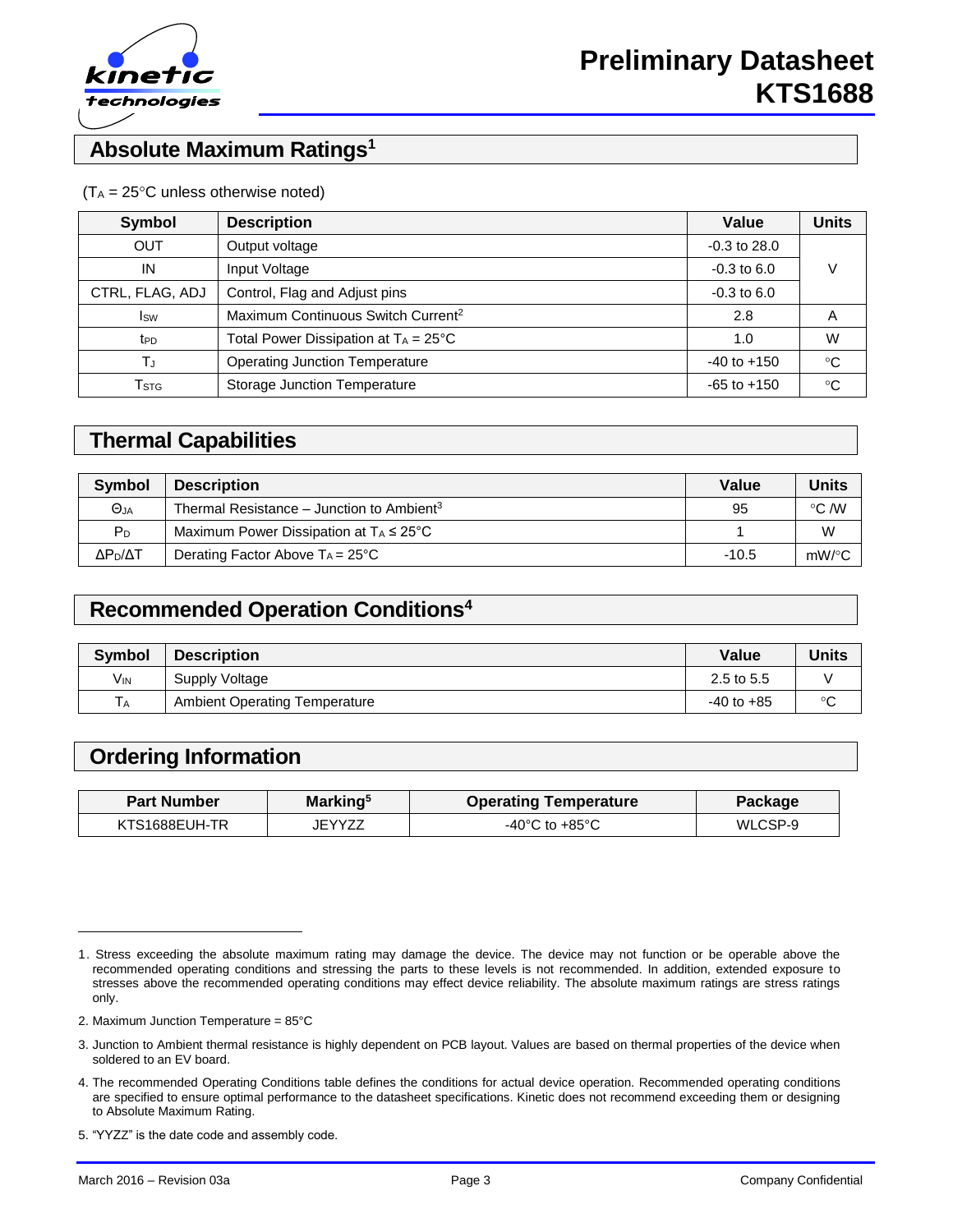## Absolute Maximum Ratings[1]

($T_A$ = 25°C unless otherwise noted)

| Symbol | Description | Value | Units |
|---|---|---|---|
| OUT | Output voltage | -0.3 to 28.0 | V |
| IN | Input Voltage | -0.3 to 6.0 | |
| CTRL, FLAG, ADJ | Control, Flag and Adjust pins | -0.3 to 6.0 | |
| $I_{SW}$ | Maximum Continuous Switch Current[2] | 2.8 | A |
| $t_{PD}$ | Total Power Dissipation at $T_A$ = 25°C | 1.0 | W |
| $T_J$ | Operating Junction Temperature | -40 to +150 | °C |
| $T_{STG}$ | Storage Junction Temperature | -65 to +150 | °C |

## Thermal Capabilities

| Symbol | Description | Value | Units |
|---|---|---|---|
| $\Theta_{JA}$ | Thermal Resistance – Junction to Ambient[3] | 95 | °C /W |
| $P_D$ | Maximum Power Dissipation at $T_A \le$ 25°C | 1 | W |
| $\Delta P_D/\Delta T$ | Derating Factor Above $T_A$ = 25°C | -10.5 | mW/°C |

## Recommended Operation Conditions[4]

| Symbol | Description | Value | Units |
|---|---|---|---|
| $V_{IN}$ | Supply Voltage | 2.5 to 5.5 | V |
| $T_A$ | Ambient Operating Temperature | -40 to +85 | °C |

## Ordering Information

| Part Number | Marking[5] | Operating Temperature | Package |
|---|---|---|---|
| KTS1688EUH-TR | JEYYZZ | -40°C to +85°C | WLCSP-9 |

1. Stress exceeding the absolute maximum rating may damage the device. The device may not function or be operable above the recommended operating conditions and stressing the parts to these levels is not recommended. In addition, extended exposure to stresses above the recommended operating conditions may effect device reliability. The absolute maximum ratings are stress ratings only.

2. Maximum Junction Temperature = 85°C

3. Junction to Ambient thermal resistance is highly dependent on PCB layout. Values are based on thermal properties of the device when soldered to an EV board.

4. The recommended Operating Conditions table defines the conditions for actual device operation. Recommended operating conditions are specified to ensure optimal performance to the datasheet specifications. Kinetic does not recommend exceeding them or designing to Absolute Maximum Rating.

5. "YYZZ" is the date code and assembly code.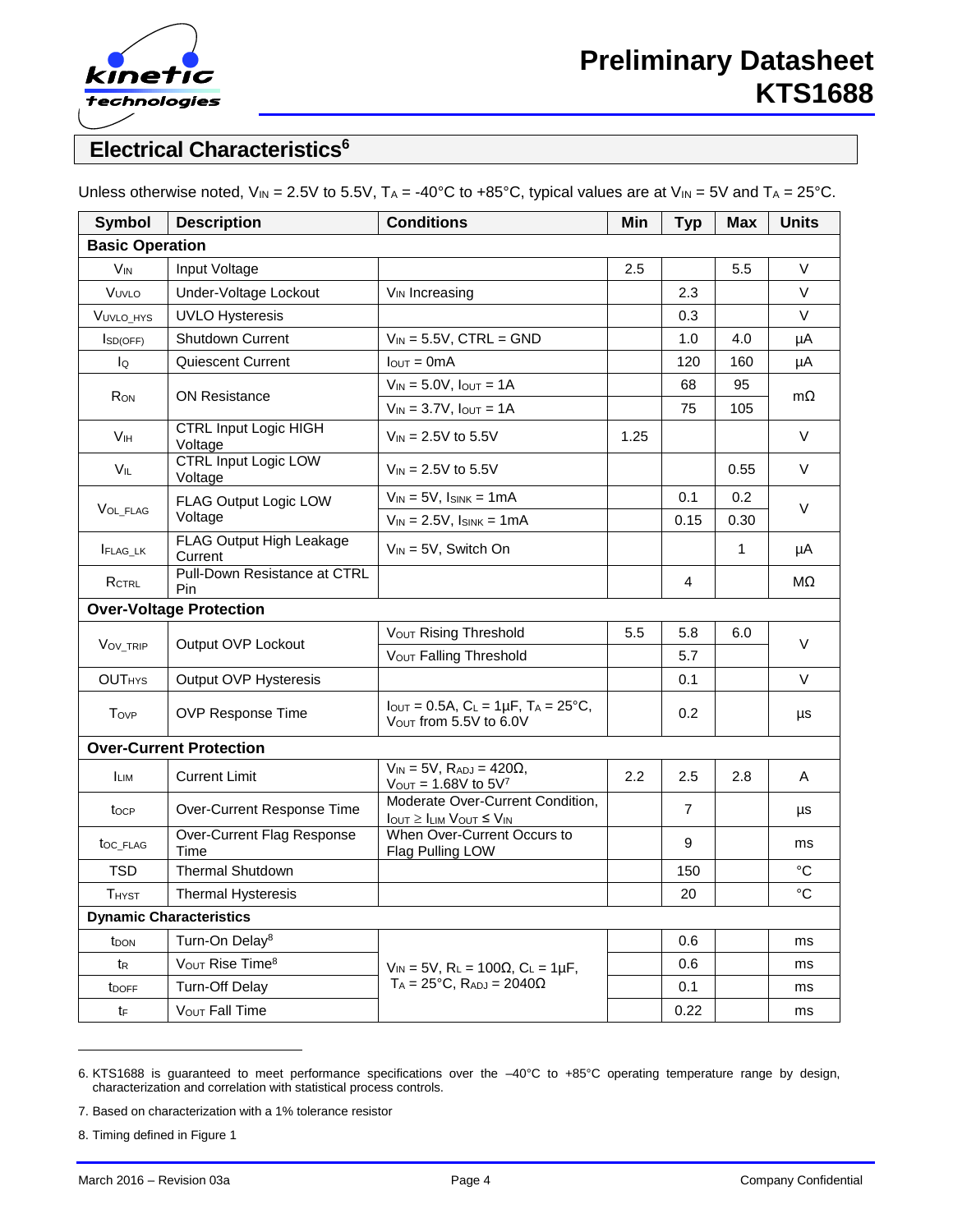## Electrical Characteristics[6]

Unless otherwise noted, $V_{IN}$ = 2.5V to 5.5V, $T_A$ = -40°C to +85°C, typical values are at $V_{IN}$ = 5V and $T_A$ = 25°C.

| Symbol | Description | Conditions | Min | Typ | Max | Units |
|---|---|---|---|---|---|---|
| **Basic Operation** | | | | | | |
| $V_{IN}$ | Input Voltage | | 2.5 | | 5.5 | V |
| $V_{UVLO}$ | Under-Voltage Lockout | $V_{IN}$ Increasing | | 2.3 | | V |
| $V_{UVLO\_HYS}$ | UVLO Hysteresis | | | 0.3 | | V |
| $I_{SD(OFF)}$ | Shutdown Current | $V_{IN}$ = 5.5V, CTRL = GND | | 1.0 | 4.0 | µA |
| $I_Q$ | Quiescent Current | $I_{OUT}$ = 0mA | | 120 | 160 | µA |
| $R_{ON}$ | ON Resistance | $V_{IN}$ = 5.0V, $I_{OUT}$ = 1A | | 68 | 95 | mΩ |
| | | $V_{IN}$ = 3.7V, $I_{OUT}$ = 1A | | 75 | 105 | |
| $V_{IH}$ | CTRL Input Logic HIGH Voltage | $V_{IN}$ = 2.5V to 5.5V | 1.25 | | | V |
| $V_{IL}$ | CTRL Input Logic LOW Voltage | $V_{IN}$ = 2.5V to 5.5V | | | 0.55 | V |
| $V_{OL\_FLAG}$ | FLAG Output Logic LOW Voltage | $V_{IN}$ = 5V, $I_{SINK}$ = 1mA | | 0.1 | 0.2 | V |
| | | $V_{IN}$ = 2.5V, $I_{SINK}$ = 1mA | | 0.15 | 0.30 | |
| $I_{FLAG\_LK}$ | FLAG Output High Leakage Current | $V_{IN}$ = 5V, Switch On | | | 1 | µA |
| $R_{CTRL}$ | Pull-Down Resistance at CTRL Pin | | | 4 | | MΩ |
| **Over-Voltage Protection** | | | | | | |
| $V_{OV\_TRIP}$ | Output OVP Lockout | $V_{OUT}$ Rising Threshold | 5.5 | 5.8 | 6.0 | V |
| | | $V_{OUT}$ Falling Threshold | | 5.7 | | |
| $OUT_{HYS}$ | Output OVP Hysteresis | | | 0.1 | | V |
| $T_{OVP}$ | OVP Response Time | $I_{OUT}$ = 0.5A, $C_L$ = 1µF, $T_A$ = 25°C, $V_{OUT}$ from 5.5V to 6.0V | | 0.2 | | µs |
| **Over-Current Protection** | | | | | | |
| $I_{LIM}$ | Current Limit | $V_{IN}$ = 5V, $R_{ADJ}$ = 420Ω, $V_{OUT}$ = 1.68V to 5V[7] | 2.2 | 2.5 | 2.8 | A |
| $t_{OCP}$ | Over-Current Response Time | Moderate Over-Current Condition, $I_{OUT} \geq I_{LIM}$ $V_{OUT} \leq V_{IN}$ | | 7 | | µs |
| $t_{OC\_FLAG}$ | Over-Current Flag Response Time | When Over-Current Occurs to Flag Pulling LOW | | 9 | | ms |
| TSD | Thermal Shutdown | | | 150 | | °C |
| $T_{HYST}$ | Thermal Hysteresis | | | 20 | | °C |
| **Dynamic Characteristics** | | | | | | |
| $t_{DON}$ | Turn-On Delay[8] | $V_{IN}$ = 5V, $R_L$ = 100Ω, $C_L$ = 1µF, $T_A$ = 25°C, $R_{ADJ}$ = 2040Ω | | 0.6 | | ms |
| $t_R$ | $V_{OUT}$ Rise Time[8] | | | 0.6 | | ms |
| $t_{DOFF}$ | Turn-Off Delay | | | 0.1 | | ms |
| $t_F$ | $V_{OUT}$ Fall Time | | | 0.22 | | ms |

6. KTS1688 is guaranteed to meet performance specifications over the –40°C to +85°C operating temperature range by design, characterization and correlation with statistical process controls.

7. Based on characterization with a 1% tolerance resistor

8. Timing defined in Figure 1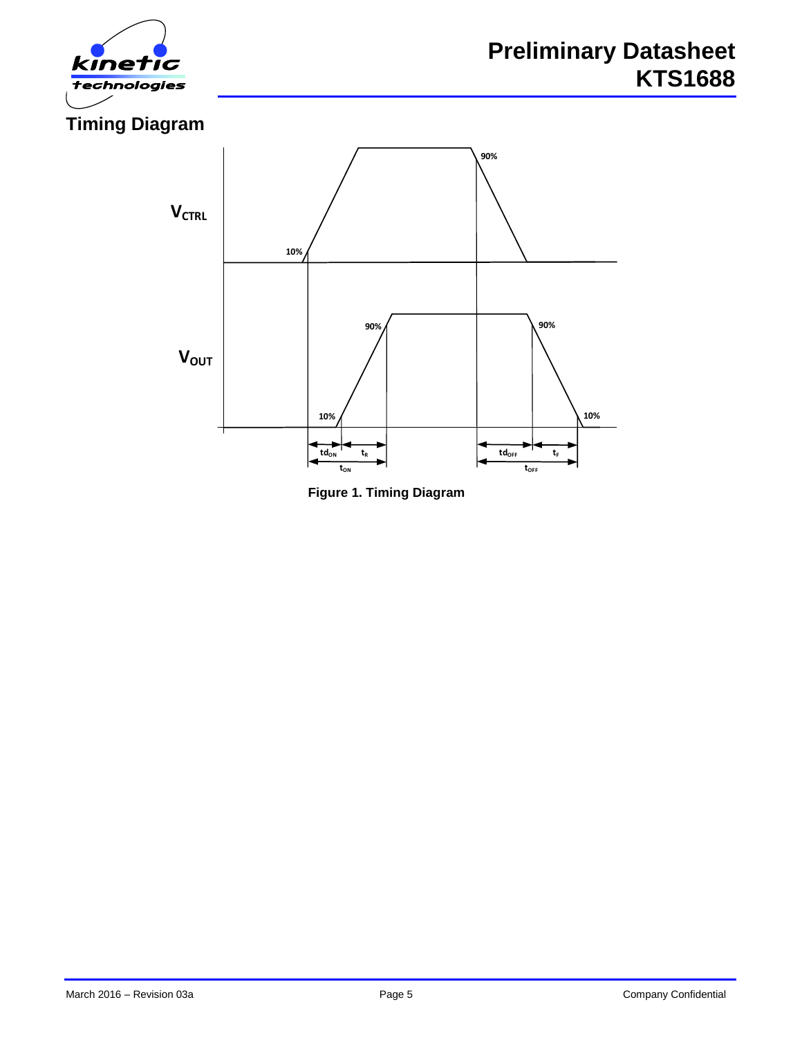## Timing Diagram

$V_{CTRL}$

$V_{OUT}$

10%, 90%, 10%, 90%, 90%, 10%

$td_{ON}$ $t_R$ $t_{ON}$ $td_{OFF}$ $t_F$ $t_{OFF}$

**Figure 1. Timing Diagram**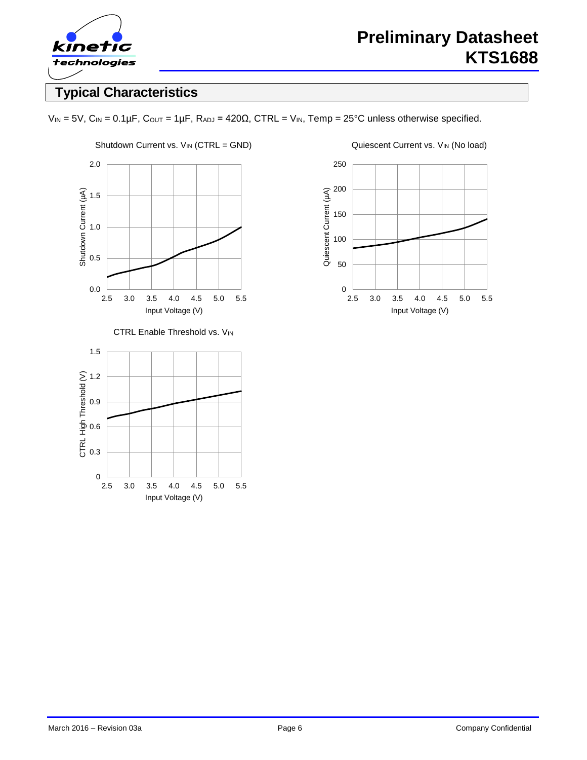## Typical Characteristics

$V_{IN}$ = 5V, $C_{IN}$ = 0.1µF, $C_{OUT}$ = 1µF, $R_{ADJ}$ = 420Ω, CTRL = $V_{IN}$, Temp = 25°C unless otherwise specified.

Shutdown Current vs. $V_{IN}$ (CTRL = GND)

Quiescent Current vs. $V_{IN}$ (No load)

CTRL Enable Threshold vs. $V_{IN}$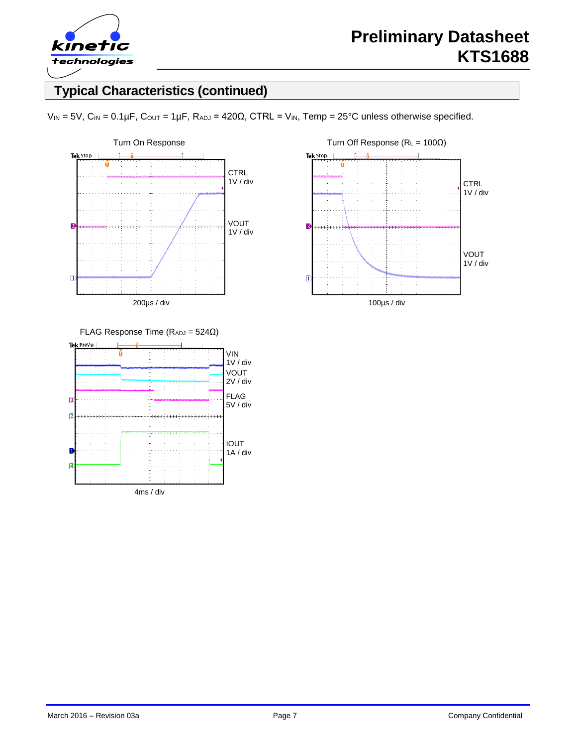## Typical Characteristics (continued)

$V_{IN}$ = 5V, $C_{IN}$ = 0.1µF, $C_{OUT}$ = 1µF, $R_{ADJ}$ = 420Ω, CTRL = $V_{IN}$, Temp = 25°C unless otherwise specified.

Turn On Response

CTRL 1V / div

VOUT 1V / div

200µs / div

Turn Off Response ($R_L$ = 100Ω)

CTRL 1V / div

VOUT 1V / div

100µs / div

FLAG Response Time ($R_{ADJ}$ = 524Ω)

VIN 1V / div

VOUT 2V / div

FLAG 5V / div

IOUT 1A / div

4ms / div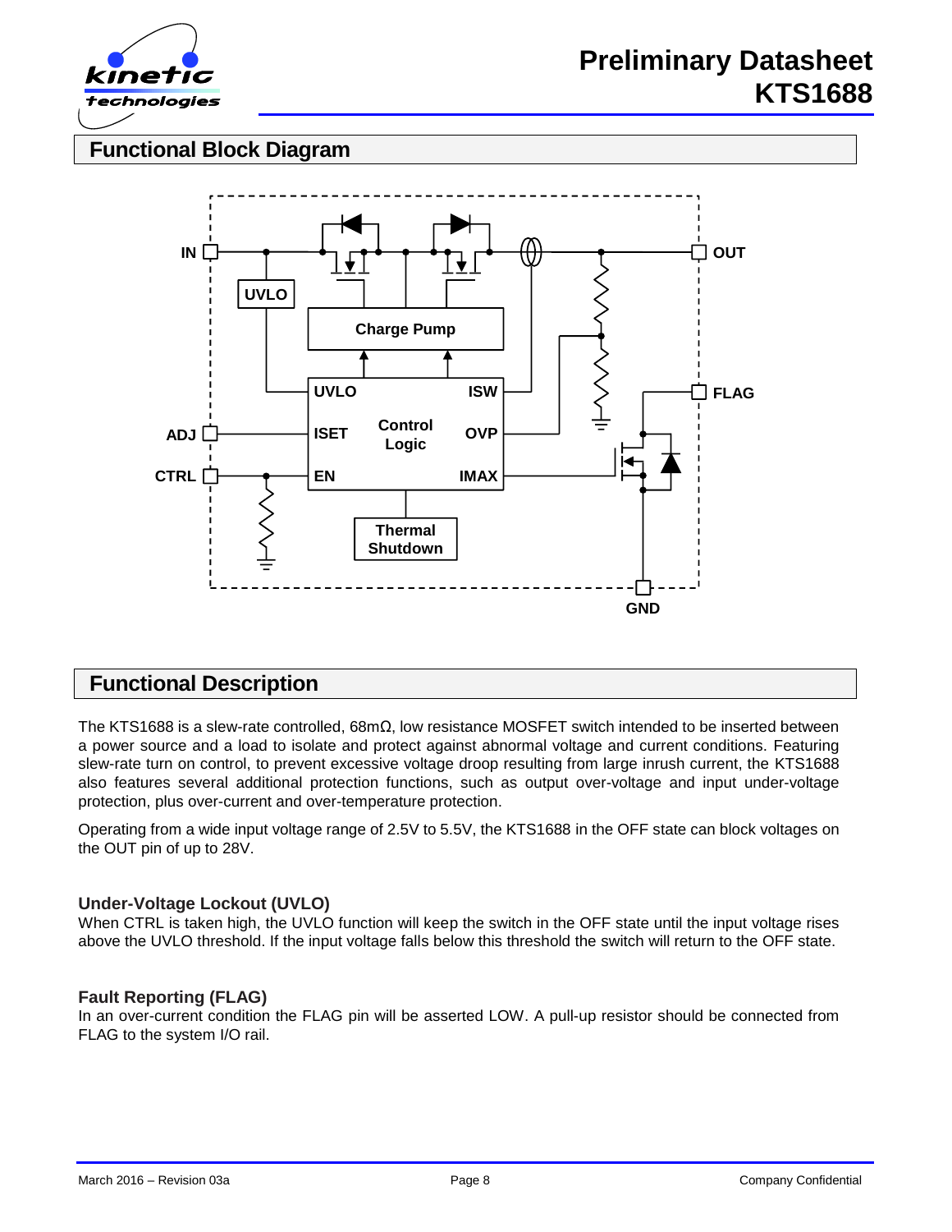## Functional Block Diagram

## Functional Description

The KTS1688 is a slew-rate controlled, 68mΩ, low resistance MOSFET switch intended to be inserted between a power source and a load to isolate and protect against abnormal voltage and current conditions. Featuring slew-rate turn on control, to prevent excessive voltage droop resulting from large inrush current, the KTS1688 also features several additional protection functions, such as output over-voltage and input under-voltage protection, plus over-current and over-temperature protection.

Operating from a wide input voltage range of 2.5V to 5.5V, the KTS1688 in the OFF state can block voltages on the OUT pin of up to 28V.

### Under-Voltage Lockout (UVLO)

When CTRL is taken high, the UVLO function will keep the switch in the OFF state until the input voltage rises above the UVLO threshold. If the input voltage falls below this threshold the switch will return to the OFF state.

### Fault Reporting (FLAG)

In an over-current condition the FLAG pin will be asserted LOW. A pull-up resistor should be connected from FLAG to the system I/O rail.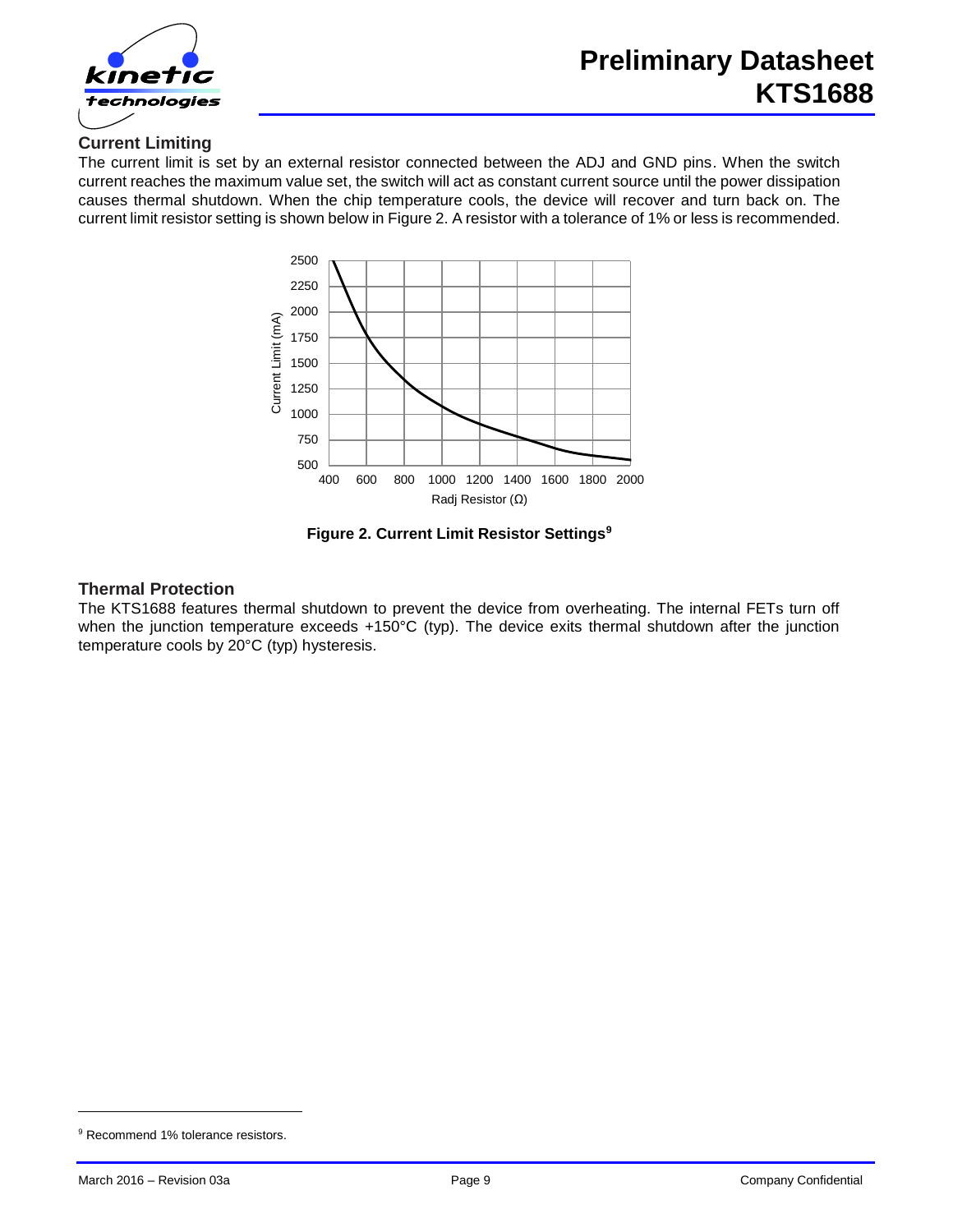## Current Limiting

The current limit is set by an external resistor connected between the ADJ and GND pins. When the switch current reaches the maximum value set, the switch will act as constant current source until the power dissipation causes thermal shutdown. When the chip temperature cools, the device will recover and turn back on. The current limit resistor setting is shown below in Figure 2. A resistor with a tolerance of 1% or less is recommended.

**Figure 2. Current Limit Resistor Settings[9]**

## Thermal Protection

The KTS1688 features thermal shutdown to prevent the device from overheating. The internal FETs turn off when the junction temperature exceeds +150°C (typ). The device exits thermal shutdown after the junction temperature cools by 20°C (typ) hysteresis.

---

[9] Recommend 1% tolerance resistors.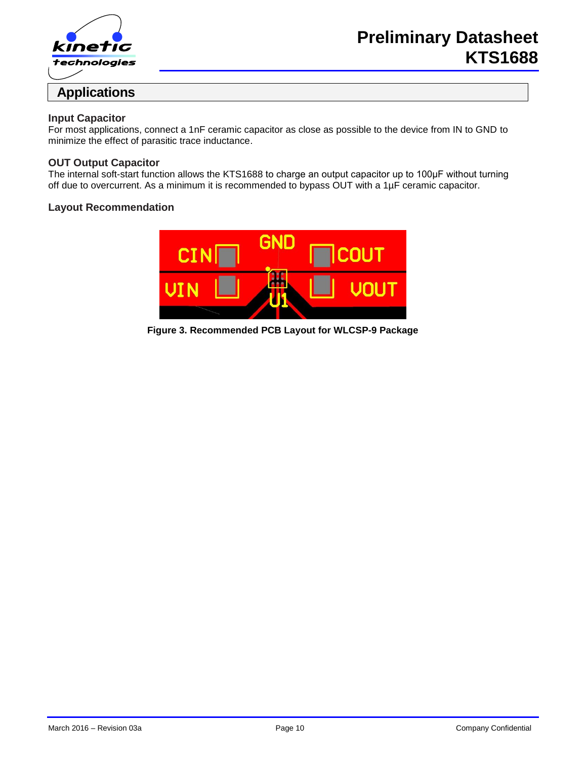## Applications

### Input Capacitor

For most applications, connect a 1nF ceramic capacitor as close as possible to the device from IN to GND to minimize the effect of parasitic trace inductance.

### OUT Output Capacitor

The internal soft-start function allows the KTS1688 to charge an output capacitor up to 100μF without turning off due to overcurrent. As a minimum it is recommended to bypass OUT with a 1μF ceramic capacitor.

### Layout Recommendation

**Figure 3. Recommended PCB Layout for WLCSP-9 Package**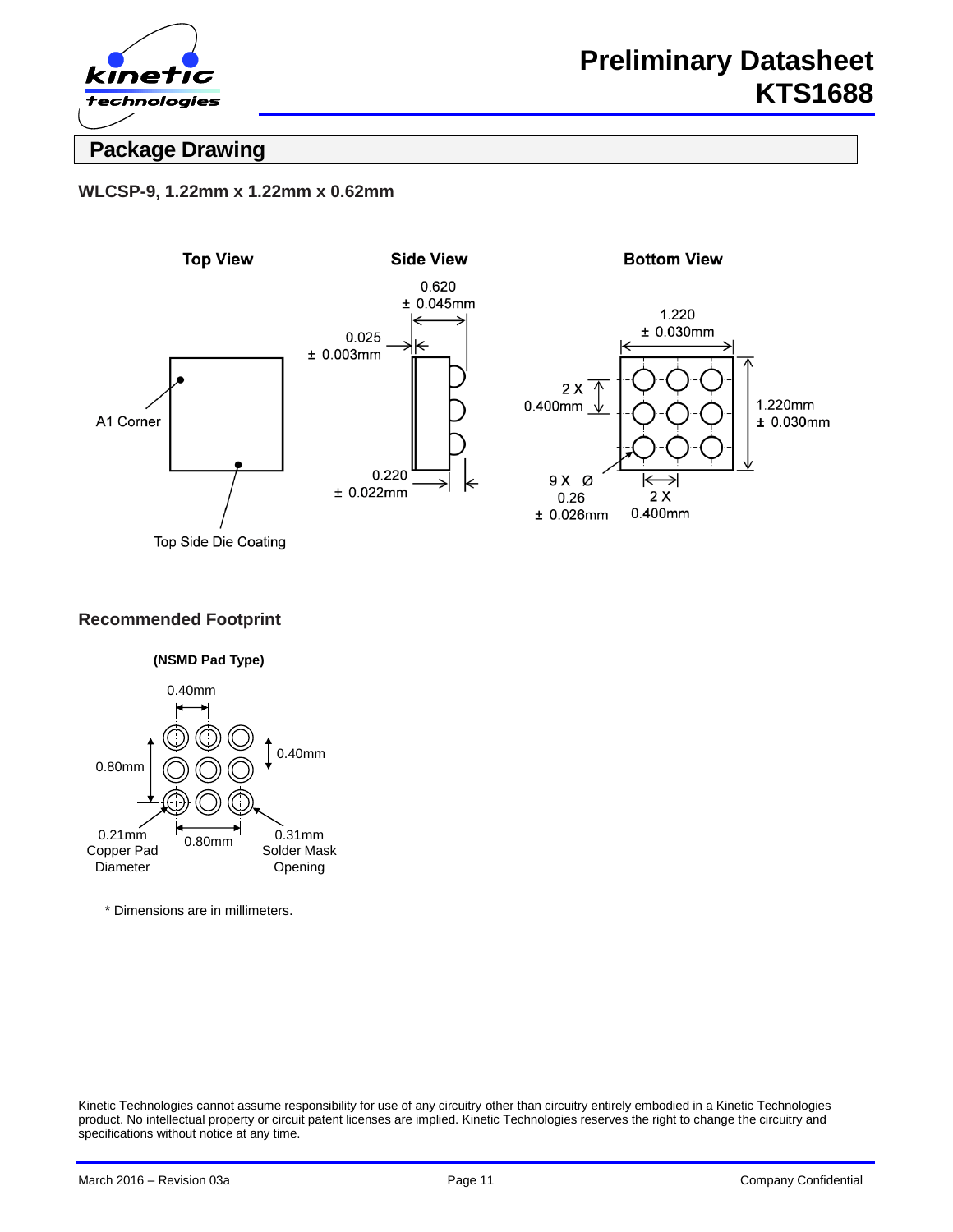## Package Drawing

**WLCSP-9, 1.22mm x 1.22mm x 0.62mm**

Top View

A1 Corner

Top Side Die Coating

Side View

0.620 ± 0.045mm

0.025 ± 0.003mm

0.220 ± 0.022mm

Bottom View

1.220 ± 0.030mm

2 X 0.400mm

1.220mm ± 0.030mm

9 X Ø 0.26 ± 0.026mm

2 X 0.400mm

### Recommended Footprint

**(NSMD Pad Type)**

0.40mm

0.40mm

0.80mm

0.80mm

0.21mm Copper Pad Diameter

0.31mm Solder Mask Opening

\* Dimensions are in millimeters.

Kinetic Technologies cannot assume responsibility for use of any circuitry other than circuitry entirely embodied in a Kinetic Technologies product. No intellectual property or circuit patent licenses are implied. Kinetic Technologies reserves the right to change the circuitry and specifications without notice at any time.